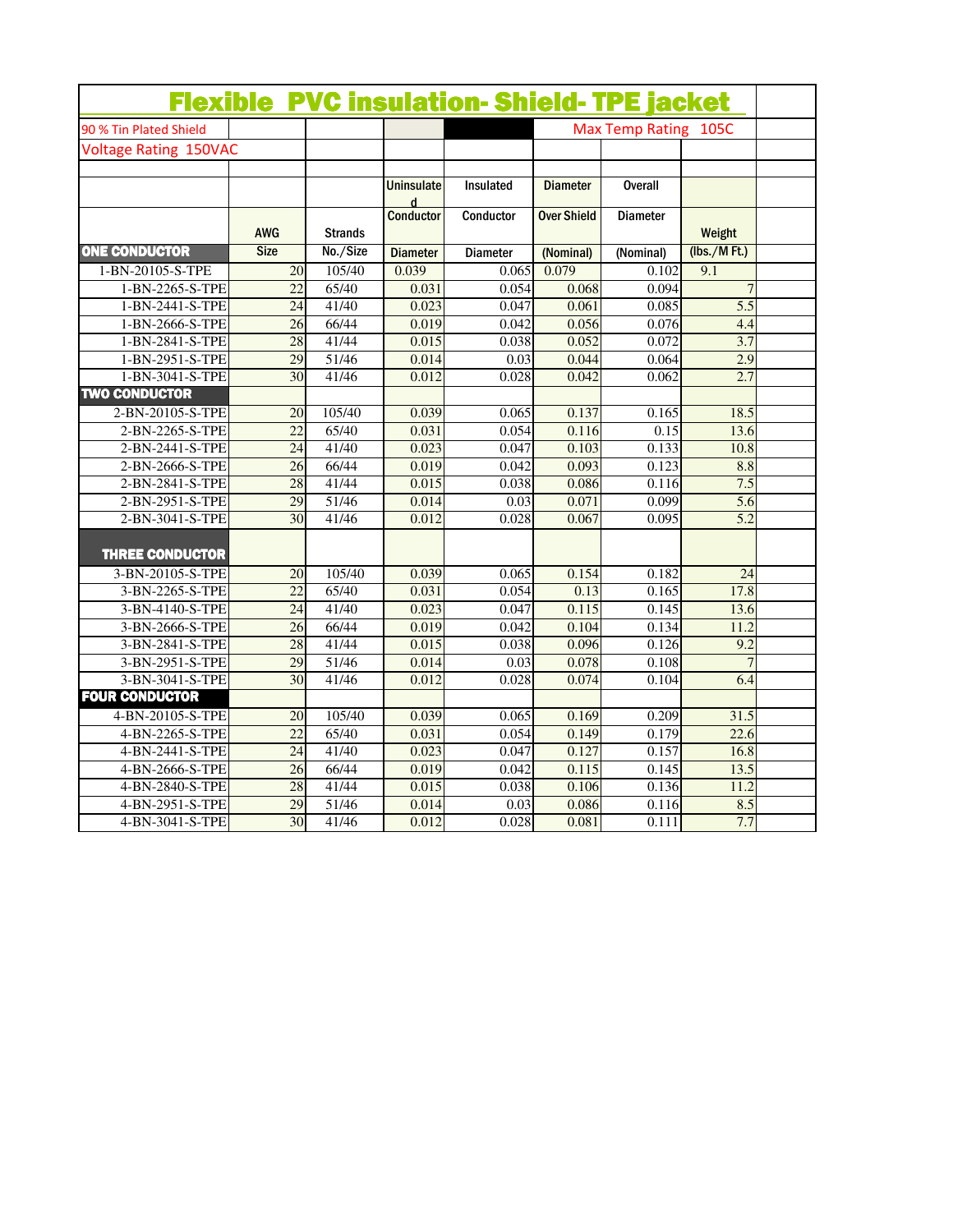# Flexible PVC insulation- Shield- TPE jacket

90 % Tin Plated Shield

Max Temp Rating 105C

Voltage Rating 150VAC

| | AWG Size | Strands No./Size | Uninsulated Conductor Diameter | Insulated Conductor Diameter | Diameter Over Shield (Nominal) | Overall Diameter (Nominal) | Weight (lbs./M Ft.) |
|---|---|---|---|---|---|---|---|
| **ONE CONDUCTOR** | | | | | | | |
| 1-BN-20105-S-TPE | 20 | 105/40 | 0.039 | 0.065 | 0.079 | 0.102 | 9.1 |
| 1-BN-2265-S-TPE | 22 | 65/40 | 0.031 | 0.054 | 0.068 | 0.094 | 7 |
| 1-BN-2441-S-TPE | 24 | 41/40 | 0.023 | 0.047 | 0.061 | 0.085 | 5.5 |
| 1-BN-2666-S-TPE | 26 | 66/44 | 0.019 | 0.042 | 0.056 | 0.076 | 4.4 |
| 1-BN-2841-S-TPE | 28 | 41/44 | 0.015 | 0.038 | 0.052 | 0.072 | 3.7 |
| 1-BN-2951-S-TPE | 29 | 51/46 | 0.014 | 0.03 | 0.044 | 0.064 | 2.9 |
| 1-BN-3041-S-TPE | 30 | 41/46 | 0.012 | 0.028 | 0.042 | 0.062 | 2.7 |
| **TWO CONDUCTOR** | | | | | | | |
| 2-BN-20105-S-TPE | 20 | 105/40 | 0.039 | 0.065 | 0.137 | 0.165 | 18.5 |
| 2-BN-2265-S-TPE | 22 | 65/40 | 0.031 | 0.054 | 0.116 | 0.15 | 13.6 |
| 2-BN-2441-S-TPE | 24 | 41/40 | 0.023 | 0.047 | 0.103 | 0.133 | 10.8 |
| 2-BN-2666-S-TPE | 26 | 66/44 | 0.019 | 0.042 | 0.093 | 0.123 | 8.8 |
| 2-BN-2841-S-TPE | 28 | 41/44 | 0.015 | 0.038 | 0.086 | 0.116 | 7.5 |
| 2-BN-2951-S-TPE | 29 | 51/46 | 0.014 | 0.03 | 0.071 | 0.099 | 5.6 |
| 2-BN-3041-S-TPE | 30 | 41/46 | 0.012 | 0.028 | 0.067 | 0.095 | 5.2 |
| **THREE CONDUCTOR** | | | | | | | |
| 3-BN-20105-S-TPE | 20 | 105/40 | 0.039 | 0.065 | 0.154 | 0.182 | 24 |
| 3-BN-2265-S-TPE | 22 | 65/40 | 0.031 | 0.054 | 0.13 | 0.165 | 17.8 |
| 3-BN-4140-S-TPE | 24 | 41/40 | 0.023 | 0.047 | 0.115 | 0.145 | 13.6 |
| 3-BN-2666-S-TPE | 26 | 66/44 | 0.019 | 0.042 | 0.104 | 0.134 | 11.2 |
| 3-BN-2841-S-TPE | 28 | 41/44 | 0.015 | 0.038 | 0.096 | 0.126 | 9.2 |
| 3-BN-2951-S-TPE | 29 | 51/46 | 0.014 | 0.03 | 0.078 | 0.108 | 7 |
| 3-BN-3041-S-TPE | 30 | 41/46 | 0.012 | 0.028 | 0.074 | 0.104 | 6.4 |
| **FOUR CONDUCTOR** | | | | | | | |
| 4-BN-20105-S-TPE | 20 | 105/40 | 0.039 | 0.065 | 0.169 | 0.209 | 31.5 |
| 4-BN-2265-S-TPE | 22 | 65/40 | 0.031 | 0.054 | 0.149 | 0.179 | 22.6 |
| 4-BN-2441-S-TPE | 24 | 41/40 | 0.023 | 0.047 | 0.127 | 0.157 | 16.8 |
| 4-BN-2666-S-TPE | 26 | 66/44 | 0.019 | 0.042 | 0.115 | 0.145 | 13.5 |
| 4-BN-2840-S-TPE | 28 | 41/44 | 0.015 | 0.038 | 0.106 | 0.136 | 11.2 |
| 4-BN-2951-S-TPE | 29 | 51/46 | 0.014 | 0.03 | 0.086 | 0.116 | 8.5 |
| 4-BN-3041-S-TPE | 30 | 41/46 | 0.012 | 0.028 | 0.081 | 0.111 | 7.7 |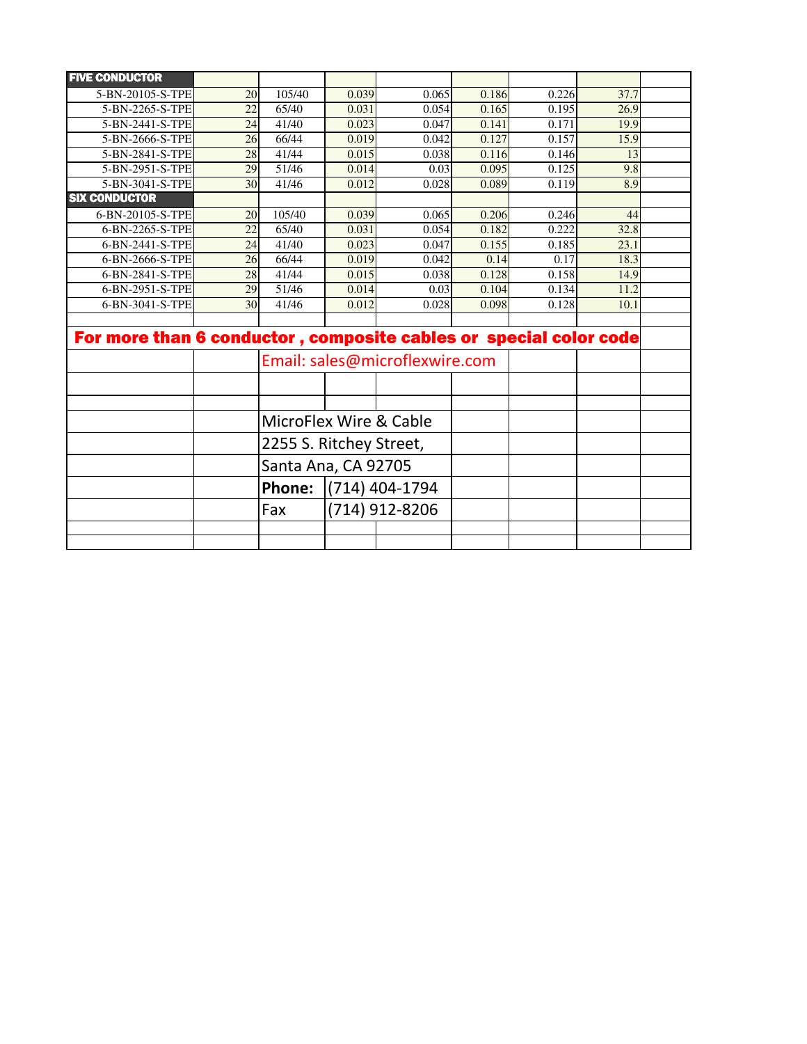| | | | | | | | | |
|---|---|---|---|---|---|---|---|---|
| **FIVE CONDUCTOR** | | | | | | | | |
| 5-BN-20105-S-TPE | 20 | 105/40 | 0.039 | 0.065 | 0.186 | 0.226 | 37.7 | |
| 5-BN-2265-S-TPE | 22 | 65/40 | 0.031 | 0.054 | 0.165 | 0.195 | 26.9 | |
| 5-BN-2441-S-TPE | 24 | 41/40 | 0.023 | 0.047 | 0.141 | 0.171 | 19.9 | |
| 5-BN-2666-S-TPE | 26 | 66/44 | 0.019 | 0.042 | 0.127 | 0.157 | 15.9 | |
| 5-BN-2841-S-TPE | 28 | 41/44 | 0.015 | 0.038 | 0.116 | 0.146 | 13 | |
| 5-BN-2951-S-TPE | 29 | 51/46 | 0.014 | 0.03 | 0.095 | 0.125 | 9.8 | |
| 5-BN-3041-S-TPE | 30 | 41/46 | 0.012 | 0.028 | 0.089 | 0.119 | 8.9 | |
| **SIX CONDUCTOR** | | | | | | | | |
| 6-BN-20105-S-TPE | 20 | 105/40 | 0.039 | 0.065 | 0.206 | 0.246 | 44 | |
| 6-BN-2265-S-TPE | 22 | 65/40 | 0.031 | 0.054 | 0.182 | 0.222 | 32.8 | |
| 6-BN-2441-S-TPE | 24 | 41/40 | 0.023 | 0.047 | 0.155 | 0.185 | 23.1 | |
| 6-BN-2666-S-TPE | 26 | 66/44 | 0.019 | 0.042 | 0.14 | 0.17 | 18.3 | |
| 6-BN-2841-S-TPE | 28 | 41/44 | 0.015 | 0.038 | 0.128 | 0.158 | 14.9 | |
| 6-BN-2951-S-TPE | 29 | 51/46 | 0.014 | 0.03 | 0.104 | 0.134 | 11.2 | |
| 6-BN-3041-S-TPE | 30 | 41/46 | 0.012 | 0.028 | 0.098 | 0.128 | 10.1 | |

**For more than 6 conductor , composite cables or special color code**

Email: sales@microflexwire.com

MicroFlex Wire & Cable

2255 S. Ritchey Street,

Santa Ana, CA 92705

**Phone:** (714) 404-1794

Fax (714) 912-8206